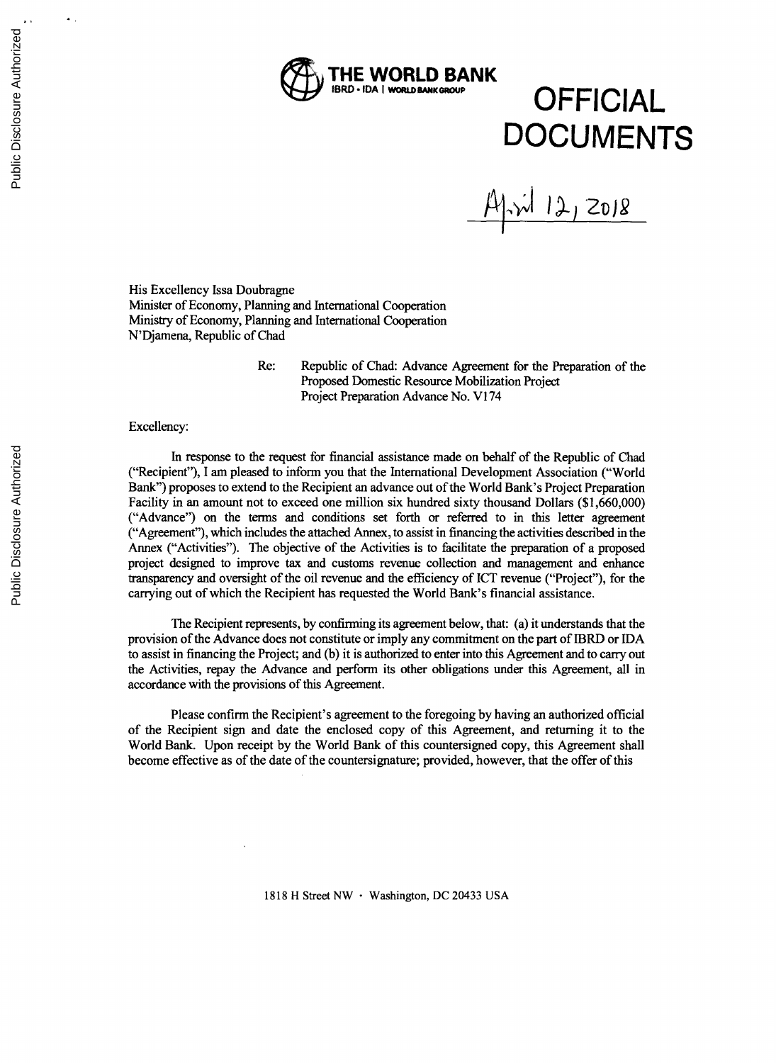**THE WORLD BANK**
IBRD • IDA | WORLD BANK GROUP

# OFFICIAL DOCUMENTS

April 12, 2018

His Excellency Issa Doubragne
Minister of Economy, Planning and International Cooperation
Ministry of Economy, Planning and International Cooperation
N'Djamena, Republic of Chad

Re: Republic of Chad: Advance Agreement for the Preparation of the Proposed Domestic Resource Mobilization Project
Project Preparation Advance No. V174

Excellency:

In response to the request for financial assistance made on behalf of the Republic of Chad ("Recipient"), I am pleased to inform you that the International Development Association ("World Bank") proposes to extend to the Recipient an advance out of the World Bank's Project Preparation Facility in an amount not to exceed one million six hundred sixty thousand Dollars ($1,660,000) ("Advance") on the terms and conditions set forth or referred to in this letter agreement ("Agreement"), which includes the attached Annex, to assist in financing the activities described in the Annex ("Activities"). The objective of the Activities is to facilitate the preparation of a proposed project designed to improve tax and customs revenue collection and management and enhance transparency and oversight of the oil revenue and the efficiency of ICT revenue ("Project"), for the carrying out of which the Recipient has requested the World Bank's financial assistance.

The Recipient represents, by confirming its agreement below, that: (a) it understands that the provision of the Advance does not constitute or imply any commitment on the part of IBRD or IDA to assist in financing the Project; and (b) it is authorized to enter into this Agreement and to carry out the Activities, repay the Advance and perform its other obligations under this Agreement, all in accordance with the provisions of this Agreement.

Please confirm the Recipient's agreement to the foregoing by having an authorized official of the Recipient sign and date the enclosed copy of this Agreement, and returning it to the World Bank. Upon receipt by the World Bank of this countersigned copy, this Agreement shall become effective as of the date of the countersignature; provided, however, that the offer of this

1818 H Street NW • Washington, DC 20433 USA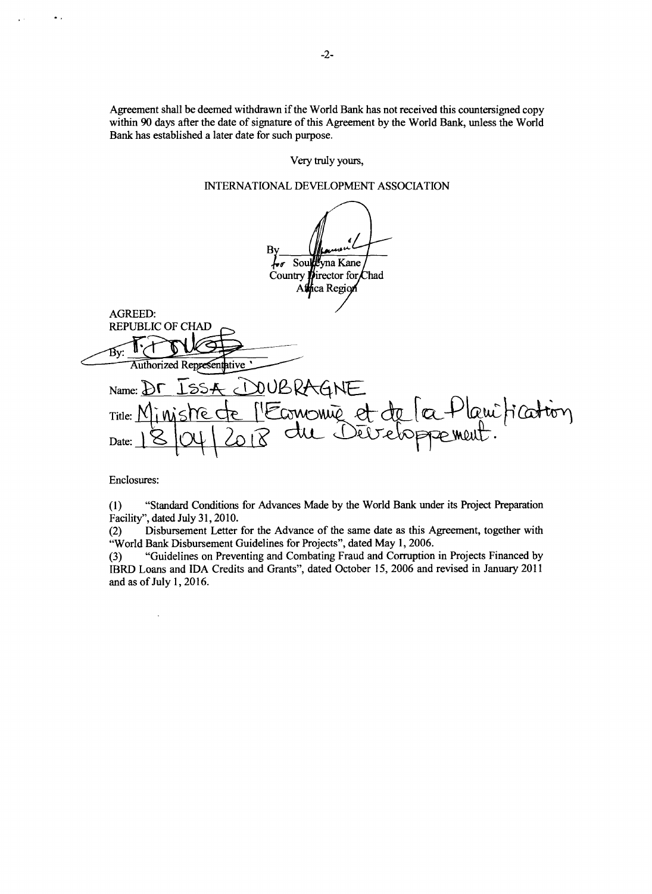Agreement shall be deemed withdrawn if the World Bank has not received this countersigned copy within 90 days after the date of signature of this Agreement by the World Bank, unless the World Bank has established a later date for such purpose.

Very truly yours,

INTERNATIONAL DEVELOPMENT ASSOCIATION

By ______________________
for Soukeyna Kane
Country Director for Chad
Africa Region

AGREED:

REPUBLIC OF CHAD

By: ______________________
Authorized Representative

Name: Dr ISSA DOUBRAGNE

Title: Ministre de l'Economie et de la Planification du Développement.

Date: 18/04/2018

Enclosures:

(1) "Standard Conditions for Advances Made by the World Bank under its Project Preparation Facility", dated July 31, 2010.

(2) Disbursement Letter for the Advance of the same date as this Agreement, together with "World Bank Disbursement Guidelines for Projects", dated May 1, 2006.

(3) "Guidelines on Preventing and Combating Fraud and Corruption in Projects Financed by IBRD Loans and IDA Credits and Grants", dated October 15, 2006 and revised in January 2011 and as of July 1, 2016.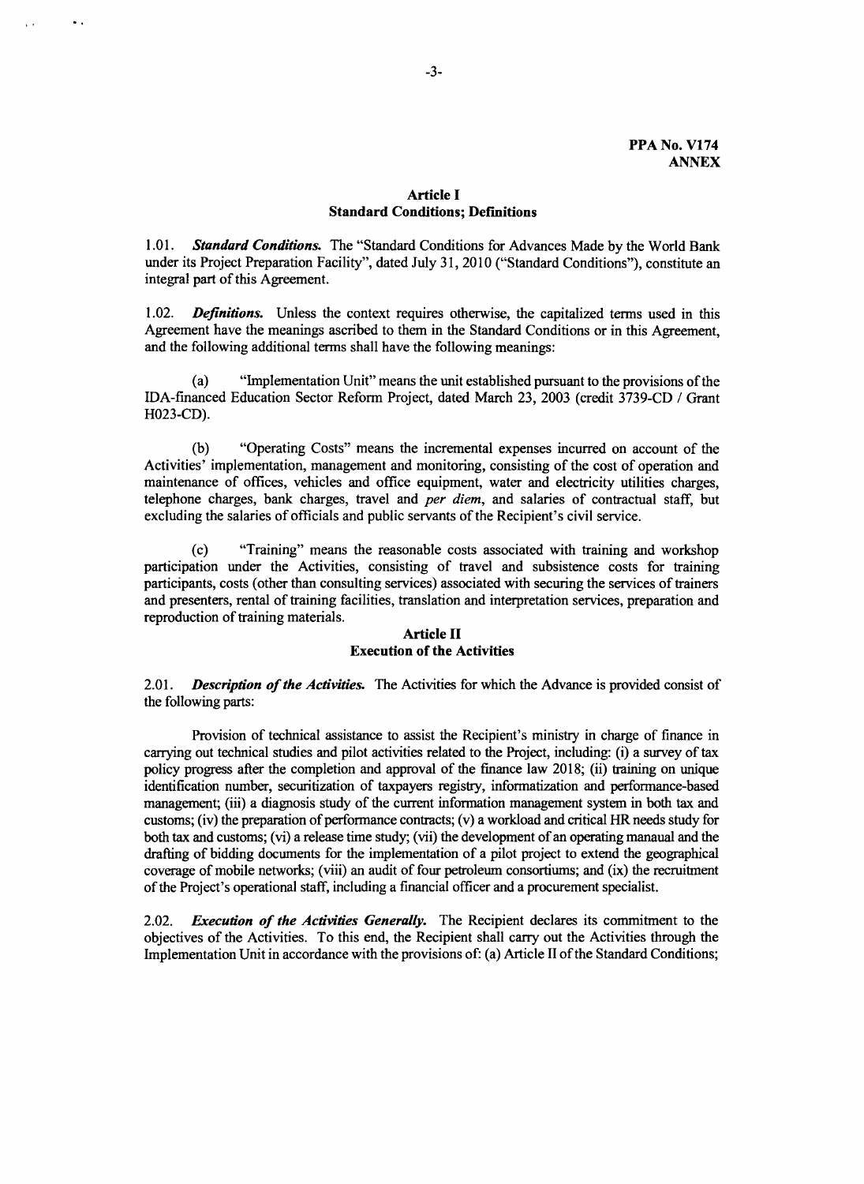**PPA No. V174**
**ANNEX**

## Article I
## Standard Conditions; Definitions

1.01. ***Standard Conditions.*** The "Standard Conditions for Advances Made by the World Bank under its Project Preparation Facility", dated July 31, 2010 ("Standard Conditions"), constitute an integral part of this Agreement.

1.02. ***Definitions.*** Unless the context requires otherwise, the capitalized terms used in this Agreement have the meanings ascribed to them in the Standard Conditions or in this Agreement, and the following additional terms shall have the following meanings:

(a) "Implementation Unit" means the unit established pursuant to the provisions of the IDA-financed Education Sector Reform Project, dated March 23, 2003 (credit 3739-CD / Grant H023-CD).

(b) "Operating Costs" means the incremental expenses incurred on account of the Activities' implementation, management and monitoring, consisting of the cost of operation and maintenance of offices, vehicles and office equipment, water and electricity utilities charges, telephone charges, bank charges, travel and *per diem*, and salaries of contractual staff, but excluding the salaries of officials and public servants of the Recipient's civil service.

(c) "Training" means the reasonable costs associated with training and workshop participation under the Activities, consisting of travel and subsistence costs for training participants, costs (other than consulting services) associated with securing the services of trainers and presenters, rental of training facilities, translation and interpretation services, preparation and reproduction of training materials.

## Article II
## Execution of the Activities

2.01. ***Description of the Activities.*** The Activities for which the Advance is provided consist of the following parts:

Provision of technical assistance to assist the Recipient's ministry in charge of finance in carrying out technical studies and pilot activities related to the Project, including: (i) a survey of tax policy progress after the completion and approval of the finance law 2018; (ii) training on unique identification number, securitization of taxpayers registry, informatization and performance-based management; (iii) a diagnosis study of the current information management system in both tax and customs; (iv) the preparation of performance contracts; (v) a workload and critical HR needs study for both tax and customs; (vi) a release time study; (vii) the development of an operating manaual and the drafting of bidding documents for the implementation of a pilot project to extend the geographical coverage of mobile networks; (viii) an audit of four petroleum consortiums; and (ix) the recruitment of the Project's operational staff, including a financial officer and a procurement specialist.

2.02. ***Execution of the Activities Generally.*** The Recipient declares its commitment to the objectives of the Activities. To this end, the Recipient shall carry out the Activities through the Implementation Unit in accordance with the provisions of: (a) Article II of the Standard Conditions;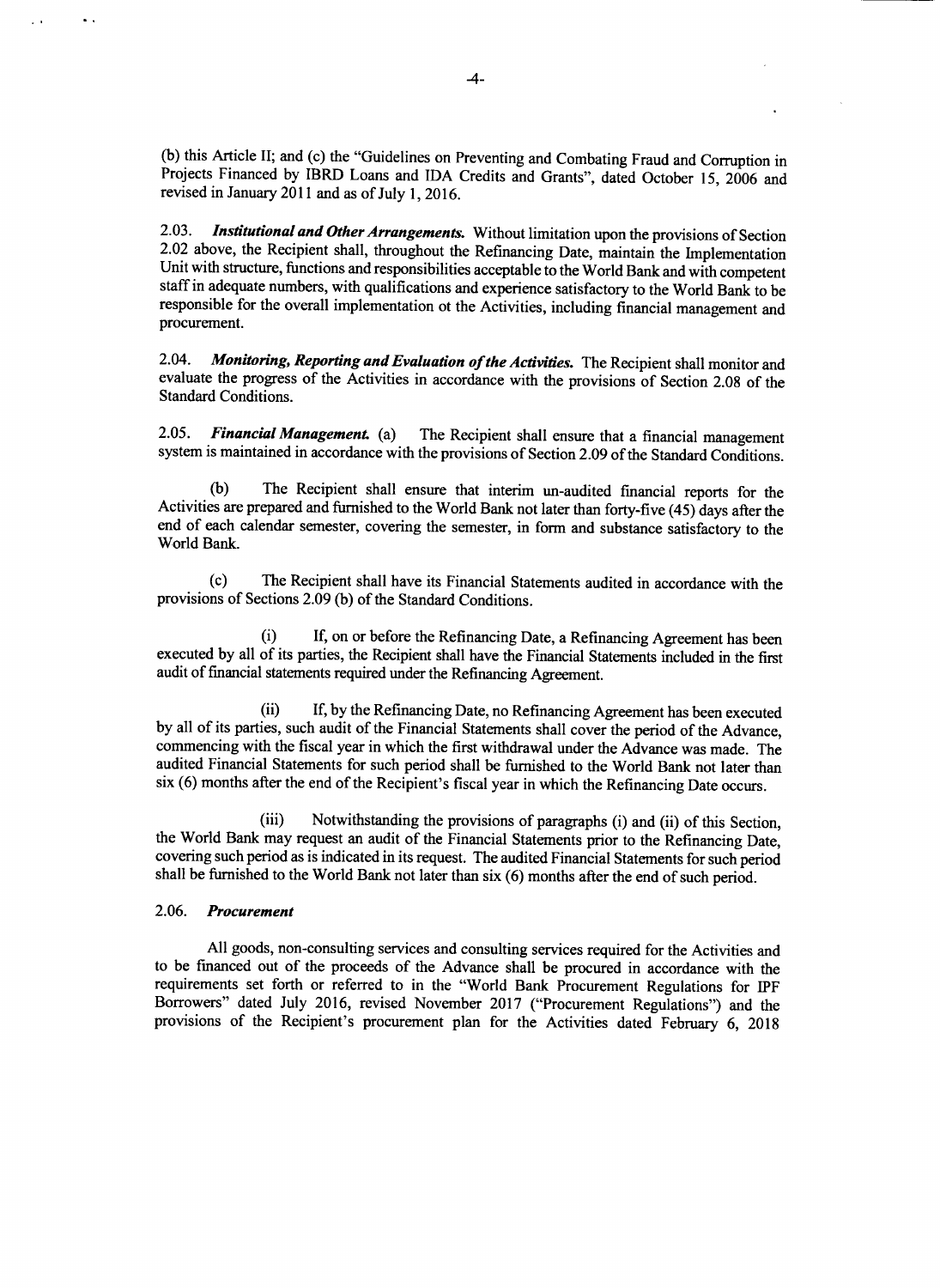(b) this Article II; and (c) the "Guidelines on Preventing and Combating Fraud and Corruption in Projects Financed by IBRD Loans and IDA Credits and Grants", dated October 15, 2006 and revised in January 2011 and as of July 1, 2016.

2.03. ***Institutional and Other Arrangements.*** Without limitation upon the provisions of Section 2.02 above, the Recipient shall, throughout the Refinancing Date, maintain the Implementation Unit with structure, functions and responsibilities acceptable to the World Bank and with competent staff in adequate numbers, with qualifications and experience satisfactory to the World Bank to be responsible for the overall implementation ot the Activities, including financial management and procurement.

2.04. ***Monitoring, Reporting and Evaluation of the Activities.*** The Recipient shall monitor and evaluate the progress of the Activities in accordance with the provisions of Section 2.08 of the Standard Conditions.

2.05. ***Financial Management.*** (a) The Recipient shall ensure that a financial management system is maintained in accordance with the provisions of Section 2.09 of the Standard Conditions.

(b) The Recipient shall ensure that interim un-audited financial reports for the Activities are prepared and furnished to the World Bank not later than forty-five (45) days after the end of each calendar semester, covering the semester, in form and substance satisfactory to the World Bank.

(c) The Recipient shall have its Financial Statements audited in accordance with the provisions of Sections 2.09 (b) of the Standard Conditions.

(i) If, on or before the Refinancing Date, a Refinancing Agreement has been executed by all of its parties, the Recipient shall have the Financial Statements included in the first audit of financial statements required under the Refinancing Agreement.

(ii) If, by the Refinancing Date, no Refinancing Agreement has been executed by all of its parties, such audit of the Financial Statements shall cover the period of the Advance, commencing with the fiscal year in which the first withdrawal under the Advance was made. The audited Financial Statements for such period shall be furnished to the World Bank not later than six (6) months after the end of the Recipient's fiscal year in which the Refinancing Date occurs.

(iii) Notwithstanding the provisions of paragraphs (i) and (ii) of this Section, the World Bank may request an audit of the Financial Statements prior to the Refinancing Date, covering such period as is indicated in its request. The audited Financial Statements for such period shall be furnished to the World Bank not later than six (6) months after the end of such period.

2.06. ***Procurement***

All goods, non-consulting services and consulting services required for the Activities and to be financed out of the proceeds of the Advance shall be procured in accordance with the requirements set forth or referred to in the "World Bank Procurement Regulations for IPF Borrowers" dated July 2016, revised November 2017 ("Procurement Regulations") and the provisions of the Recipient's procurement plan for the Activities dated February 6, 2018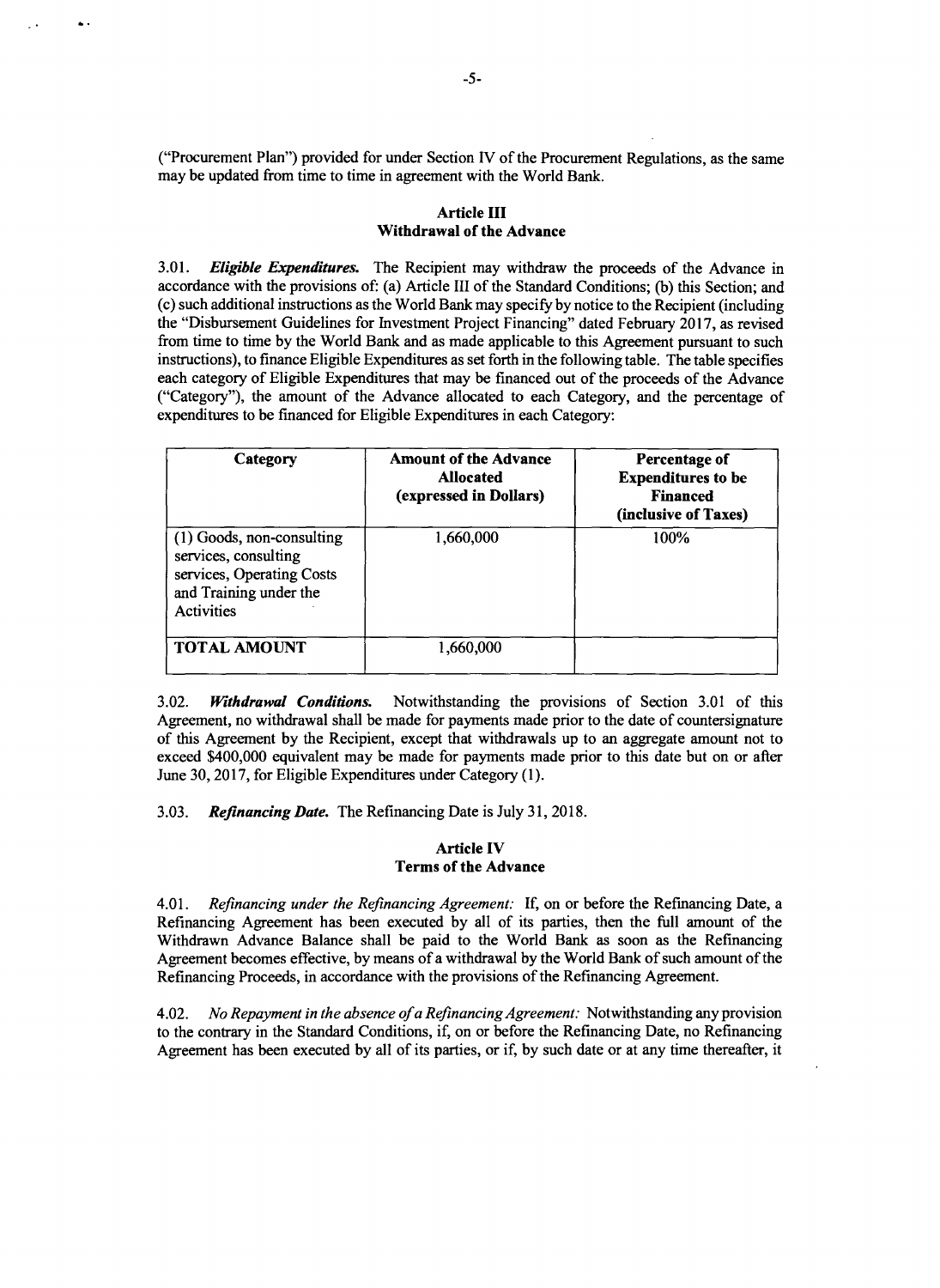("Procurement Plan") provided for under Section IV of the Procurement Regulations, as the same may be updated from time to time in agreement with the World Bank.

### Article III
### Withdrawal of the Advance

3.01. ***Eligible Expenditures.*** The Recipient may withdraw the proceeds of the Advance in accordance with the provisions of: (a) Article III of the Standard Conditions; (b) this Section; and (c) such additional instructions as the World Bank may specify by notice to the Recipient (including the "Disbursement Guidelines for Investment Project Financing" dated February 2017, as revised from time to time by the World Bank and as made applicable to this Agreement pursuant to such instructions), to finance Eligible Expenditures as set forth in the following table. The table specifies each category of Eligible Expenditures that may be financed out of the proceeds of the Advance ("Category"), the amount of the Advance allocated to each Category, and the percentage of expenditures to be financed for Eligible Expenditures in each Category:

| Category | Amount of the Advance Allocated (expressed in Dollars) | Percentage of Expenditures to be Financed (inclusive of Taxes) |
|---|---|---|
| (1) Goods, non-consulting services, consulting services, Operating Costs and Training under the Activities | 1,660,000 | 100% |
| **TOTAL AMOUNT** | 1,660,000 | |

3.02. ***Withdrawal Conditions.*** Notwithstanding the provisions of Section 3.01 of this Agreement, no withdrawal shall be made for payments made prior to the date of countersignature of this Agreement by the Recipient, except that withdrawals up to an aggregate amount not to exceed $400,000 equivalent may be made for payments made prior to this date but on or after June 30, 2017, for Eligible Expenditures under Category (1).

3.03. ***Refinancing Date.*** The Refinancing Date is July 31, 2018.

### Article IV
### Terms of the Advance

4.01. *Refinancing under the Refinancing Agreement:* If, on or before the Refinancing Date, a Refinancing Agreement has been executed by all of its parties, then the full amount of the Withdrawn Advance Balance shall be paid to the World Bank as soon as the Refinancing Agreement becomes effective, by means of a withdrawal by the World Bank of such amount of the Refinancing Proceeds, in accordance with the provisions of the Refinancing Agreement.

4.02. *No Repayment in the absence of a Refinancing Agreement:* Notwithstanding any provision to the contrary in the Standard Conditions, if, on or before the Refinancing Date, no Refinancing Agreement has been executed by all of its parties, or if, by such date or at any time thereafter, it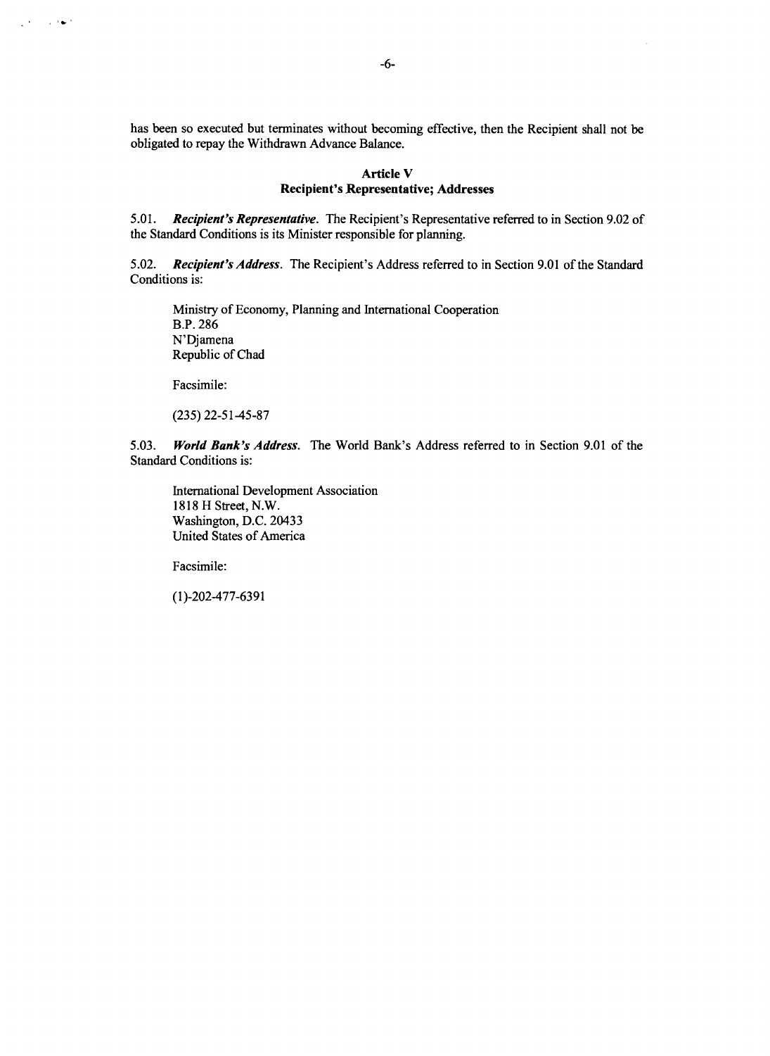has been so executed but terminates without becoming effective, then the Recipient shall not be obligated to repay the Withdrawn Advance Balance.

### Article V
### Recipient's Representative; Addresses

5.01. ***Recipient's Representative.*** The Recipient's Representative referred to in Section 9.02 of the Standard Conditions is its Minister responsible for planning.

5.02. ***Recipient's Address.*** The Recipient's Address referred to in Section 9.01 of the Standard Conditions is:

Ministry of Economy, Planning and International Cooperation
B.P. 286
N'Djamena
Republic of Chad

Facsimile:

(235) 22-51-45-87

5.03. ***World Bank's Address.*** The World Bank's Address referred to in Section 9.01 of the Standard Conditions is:

International Development Association
1818 H Street, N.W.
Washington, D.C. 20433
United States of America

Facsimile:

(1)-202-477-6391